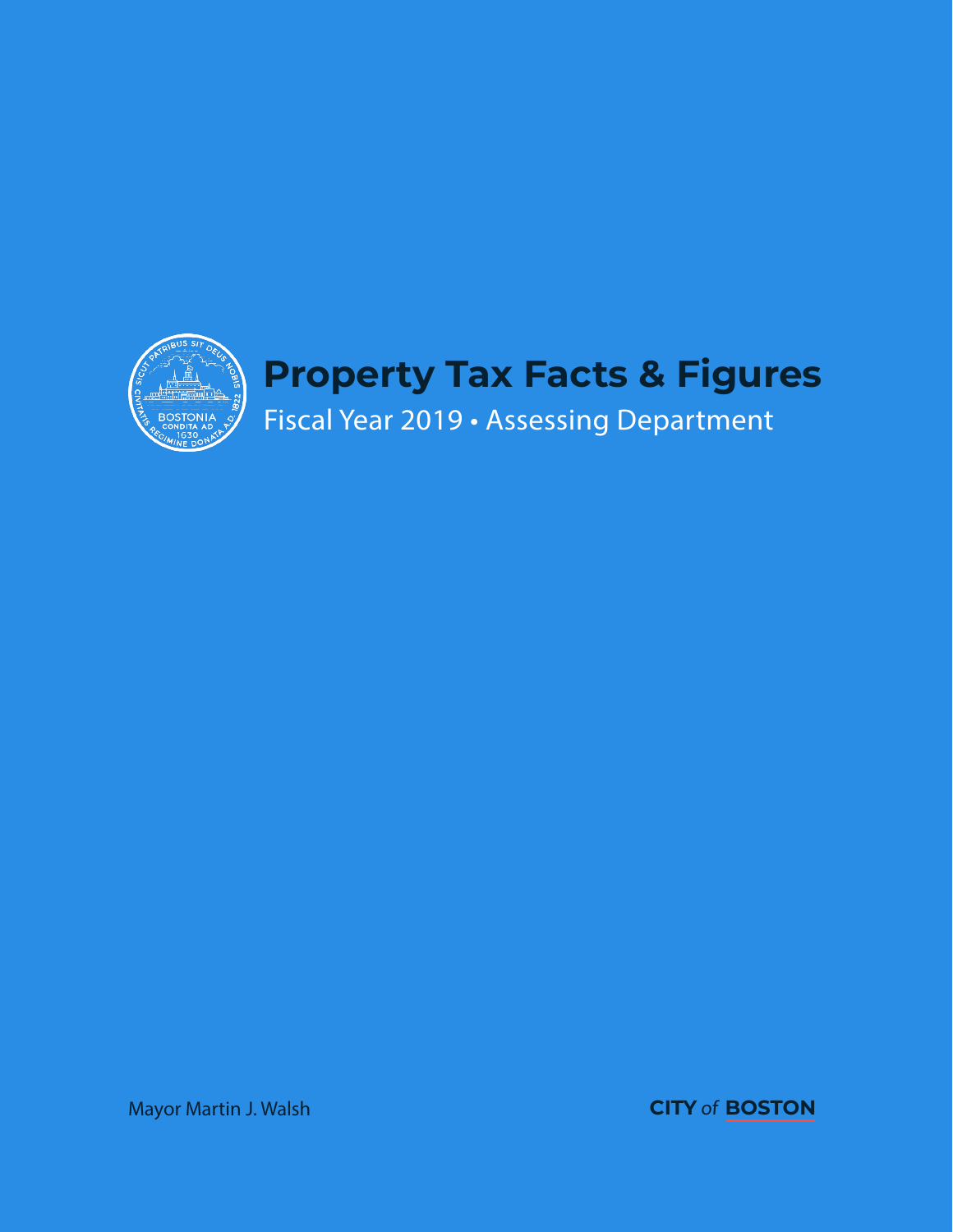# Property Tax Facts & Figures

Fiscal Year 2019 • Assessing Department

Mayor Martin J. Walsh

**CITY** *of* **BOSTON**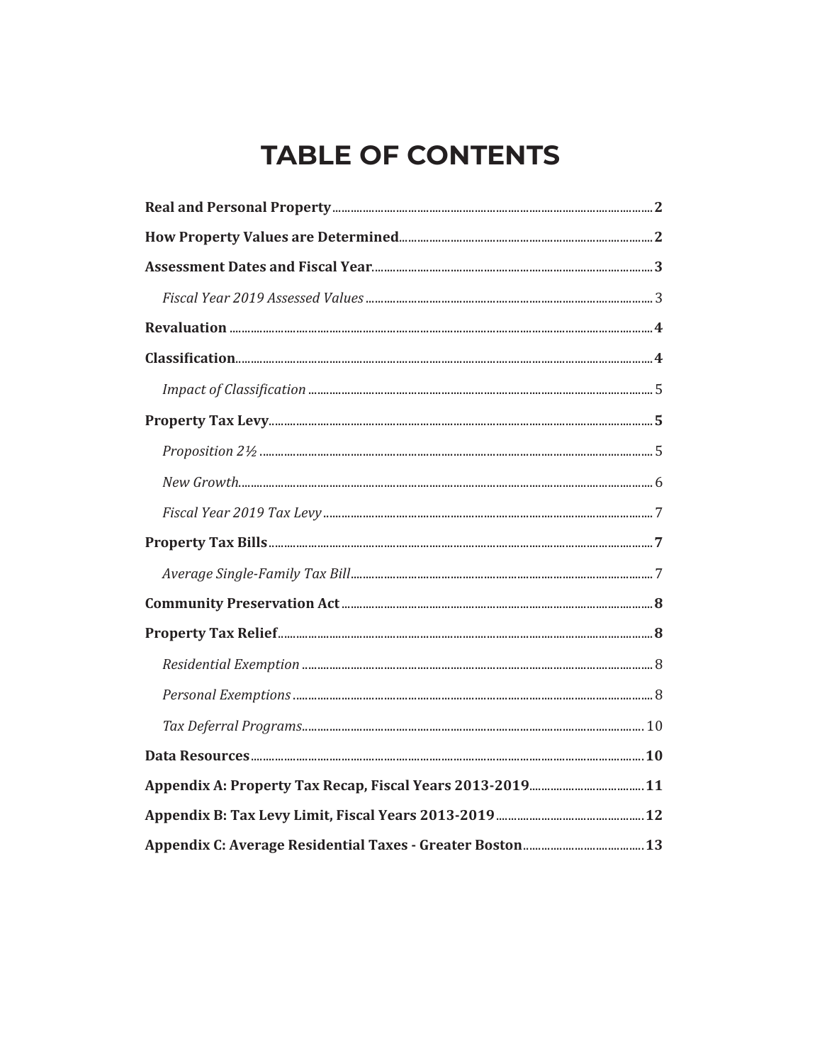# TABLE OF CONTENTS

**Real and Personal Property** .......... **2**

**How Property Values are Determined** .......... **2**

**Assessment Dates and Fiscal Year** .......... **3**

- *Fiscal Year 2019 Assessed Values* .......... 3

**Revaluation** .......... **4**

**Classification** .......... **4**

- *Impact of Classification* .......... 5

**Property Tax Levy** .......... **5**

- *Proposition 2½* .......... 5
- *New Growth* .......... 6
- *Fiscal Year 2019 Tax Levy* .......... 7

**Property Tax Bills** .......... **7**

- *Average Single-Family Tax Bill* .......... 7

**Community Preservation Act** .......... **8**

**Property Tax Relief** .......... **8**

- *Residential Exemption* .......... 8
- *Personal Exemptions* .......... 8
- *Tax Deferral Programs* .......... 10

**Data Resources** .......... **10**

**Appendix A: Property Tax Recap, Fiscal Years 2013-2019** .......... **11**

**Appendix B: Tax Levy Limit, Fiscal Years 2013-2019** .......... **12**

**Appendix C: Average Residential Taxes - Greater Boston** .......... **13**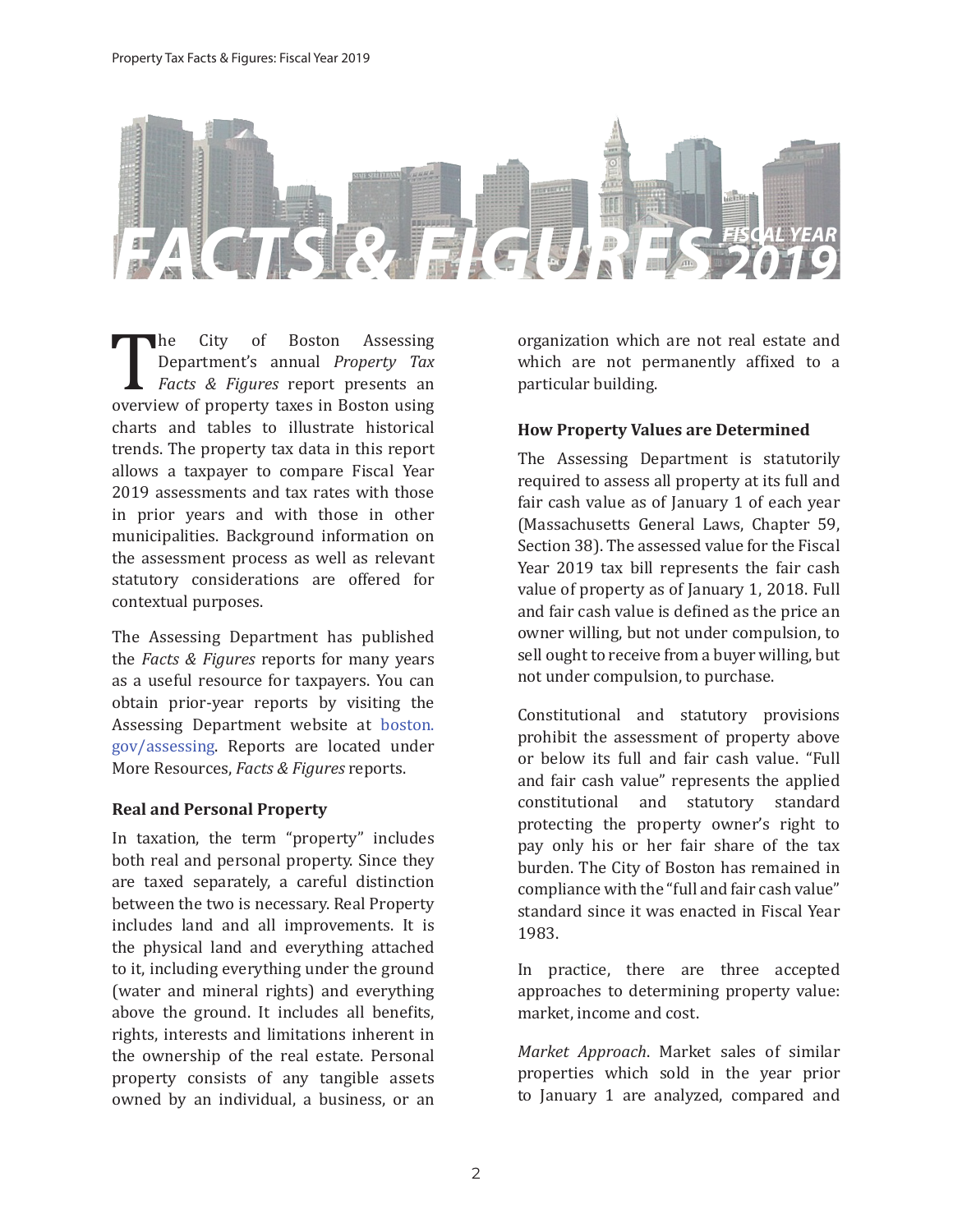# FACTS & FIGURES FISCAL YEAR 2019

The City of Boston Assessing Department's annual *Property Tax Facts & Figures* report presents an overview of property taxes in Boston using charts and tables to illustrate historical trends. The property tax data in this report allows a taxpayer to compare Fiscal Year 2019 assessments and tax rates with those in prior years and with those in other municipalities. Background information on the assessment process as well as relevant statutory considerations are offered for contextual purposes.

The Assessing Department has published the *Facts & Figures* reports for many years as a useful resource for taxpayers. You can obtain prior-year reports by visiting the Assessing Department website at boston.gov/assessing. Reports are located under More Resources, *Facts & Figures* reports.

**Real and Personal Property**

In taxation, the term "property" includes both real and personal property. Since they are taxed separately, a careful distinction between the two is necessary. Real Property includes land and all improvements. It is the physical land and everything attached to it, including everything under the ground (water and mineral rights) and everything above the ground. It includes all benefits, rights, interests and limitations inherent in the ownership of the real estate. Personal property consists of any tangible assets owned by an individual, a business, or an organization which are not real estate and which are not permanently affixed to a particular building.

**How Property Values are Determined**

The Assessing Department is statutorily required to assess all property at its full and fair cash value as of January 1 of each year (Massachusetts General Laws, Chapter 59, Section 38). The assessed value for the Fiscal Year 2019 tax bill represents the fair cash value of property as of January 1, 2018. Full and fair cash value is defined as the price an owner willing, but not under compulsion, to sell ought to receive from a buyer willing, but not under compulsion, to purchase.

Constitutional and statutory provisions prohibit the assessment of property above or below its full and fair cash value. "Full and fair cash value" represents the applied constitutional and statutory standard protecting the property owner's right to pay only his or her fair share of the tax burden. The City of Boston has remained in compliance with the "full and fair cash value" standard since it was enacted in Fiscal Year 1983.

In practice, there are three accepted approaches to determining property value: market, income and cost.

*Market Approach*. Market sales of similar properties which sold in the year prior to January 1 are analyzed, compared and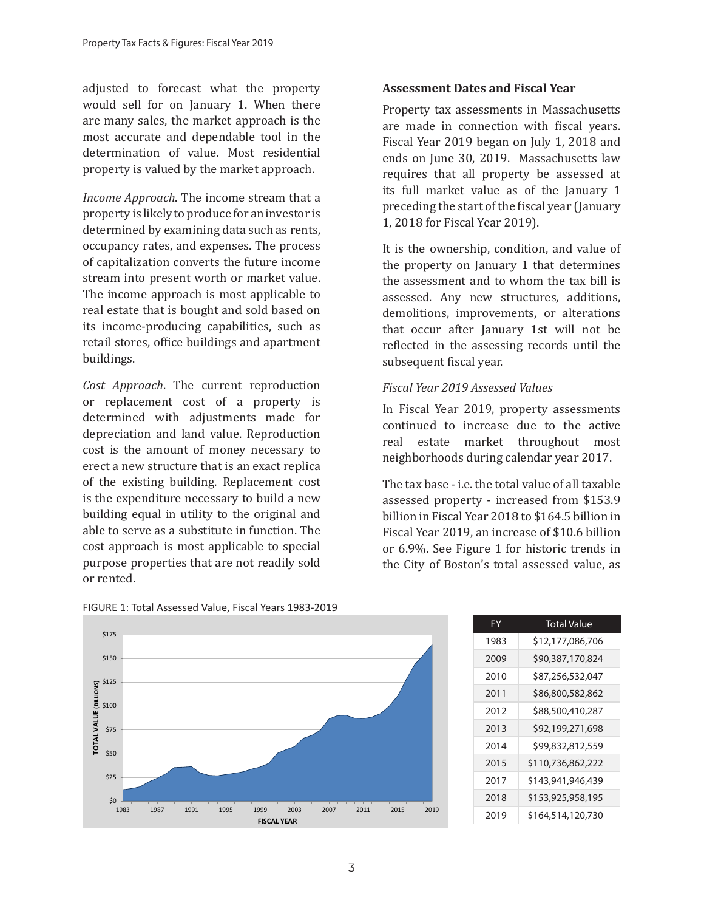adjusted to forecast what the property would sell for on January 1. When there are many sales, the market approach is the most accurate and dependable tool in the determination of value. Most residential property is valued by the market approach.

*Income Approach*. The income stream that a property is likely to produce for an investor is determined by examining data such as rents, occupancy rates, and expenses. The process of capitalization converts the future income stream into present worth or market value. The income approach is most applicable to real estate that is bought and sold based on its income-producing capabilities, such as retail stores, office buildings and apartment buildings.

*Cost Approach*. The current reproduction or replacement cost of a property is determined with adjustments made for depreciation and land value. Reproduction cost is the amount of money necessary to erect a new structure that is an exact replica of the existing building. Replacement cost is the expenditure necessary to build a new building equal in utility to the original and able to serve as a substitute in function. The cost approach is most applicable to special purpose properties that are not readily sold or rented.

**Assessment Dates and Fiscal Year**

Property tax assessments in Massachusetts are made in connection with fiscal years. Fiscal Year 2019 began on July 1, 2018 and ends on June 30, 2019. Massachusetts law requires that all property be assessed at its full market value as of the January 1 preceding the start of the fiscal year (January 1, 2018 for Fiscal Year 2019).

It is the ownership, condition, and value of the property on January 1 that determines the assessment and to whom the tax bill is assessed. Any new structures, additions, demolitions, improvements, or alterations that occur after January 1st will not be reflected in the assessing records until the subsequent fiscal year.

*Fiscal Year 2019 Assessed Values*

In Fiscal Year 2019, property assessments continued to increase due to the active real estate market throughout most neighborhoods during calendar year 2017.

The tax base - i.e. the total value of all taxable assessed property - increased from $153.9 billion in Fiscal Year 2018 to $164.5 billion in Fiscal Year 2019, an increase of $10.6 billion or 6.9%. See Figure 1 for historic trends in the City of Boston's total assessed value, as

FIGURE 1: Total Assessed Value, Fiscal Years 1983-2019

| FY | Total Value |
|---|---|
| 1983 | $12,177,086,706 |
| 2009 | $90,387,170,824 |
| 2010 | $87,256,532,047 |
| 2011 | $86,800,582,862 |
| 2012 | $88,500,410,287 |
| 2013 | $92,199,271,698 |
| 2014 | $99,832,812,559 |
| 2015 | $110,736,862,222 |
| 2017 | $143,941,946,439 |
| 2018 | $153,925,958,195 |
| 2019 | $164,514,120,730 |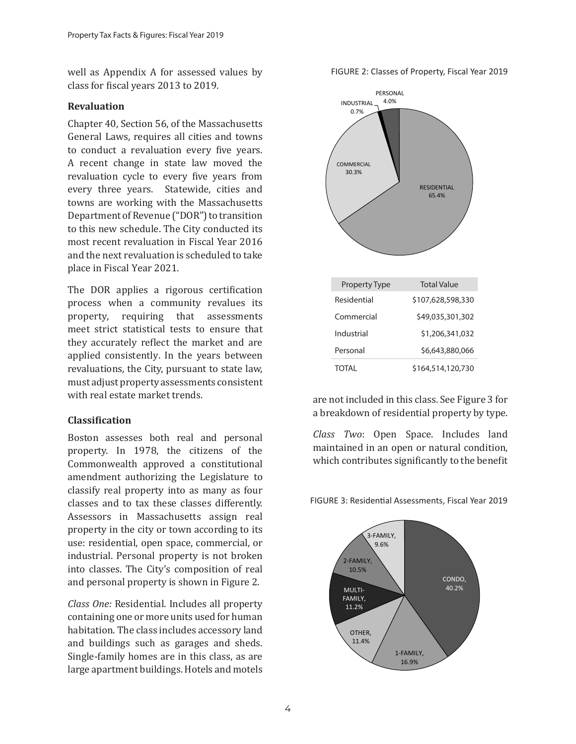well as Appendix A for assessed values by class for fiscal years 2013 to 2019.

### Revaluation

Chapter 40, Section 56, of the Massachusetts General Laws, requires all cities and towns to conduct a revaluation every five years. A recent change in state law moved the revaluation cycle to every five years from every three years. Statewide, cities and towns are working with the Massachusetts Department of Revenue ("DOR") to transition to this new schedule. The City conducted its most recent revaluation in Fiscal Year 2016 and the next revaluation is scheduled to take place in Fiscal Year 2021.

The DOR applies a rigorous certification process when a community revalues its property, requiring that assessments meet strict statistical tests to ensure that they accurately reflect the market and are applied consistently. In the years between revaluations, the City, pursuant to state law, must adjust property assessments consistent with real estate market trends.

### Classification

Boston assesses both real and personal property. In 1978, the citizens of the Commonwealth approved a constitutional amendment authorizing the Legislature to classify real property into as many as four classes and to tax these classes differently. Assessors in Massachusetts assign real property in the city or town according to its use: residential, open space, commercial, or industrial. Personal property is not broken into classes. The City's composition of real and personal property is shown in Figure 2.

*Class One:* Residential. Includes all property containing one or more units used for human habitation. The class includes accessory land and buildings such as garages and sheds. Single-family homes are in this class, as are large apartment buildings. Hotels and motels are not included in this class. See Figure 3 for a breakdown of residential property by type.

*Class Two*: Open Space. Includes land maintained in an open or natural condition, which contributes significantly to the benefit

FIGURE 2: Classes of Property, Fiscal Year 2019

| Property Type | Total Value |
|---|---|
| Residential | $107,628,598,330 |
| Commercial | $49,035,301,302 |
| Industrial | $1,206,341,032 |
| Personal | $6,643,880,066 |
| TOTAL | $164,514,120,730 |

FIGURE 3: Residential Assessments, Fiscal Year 2019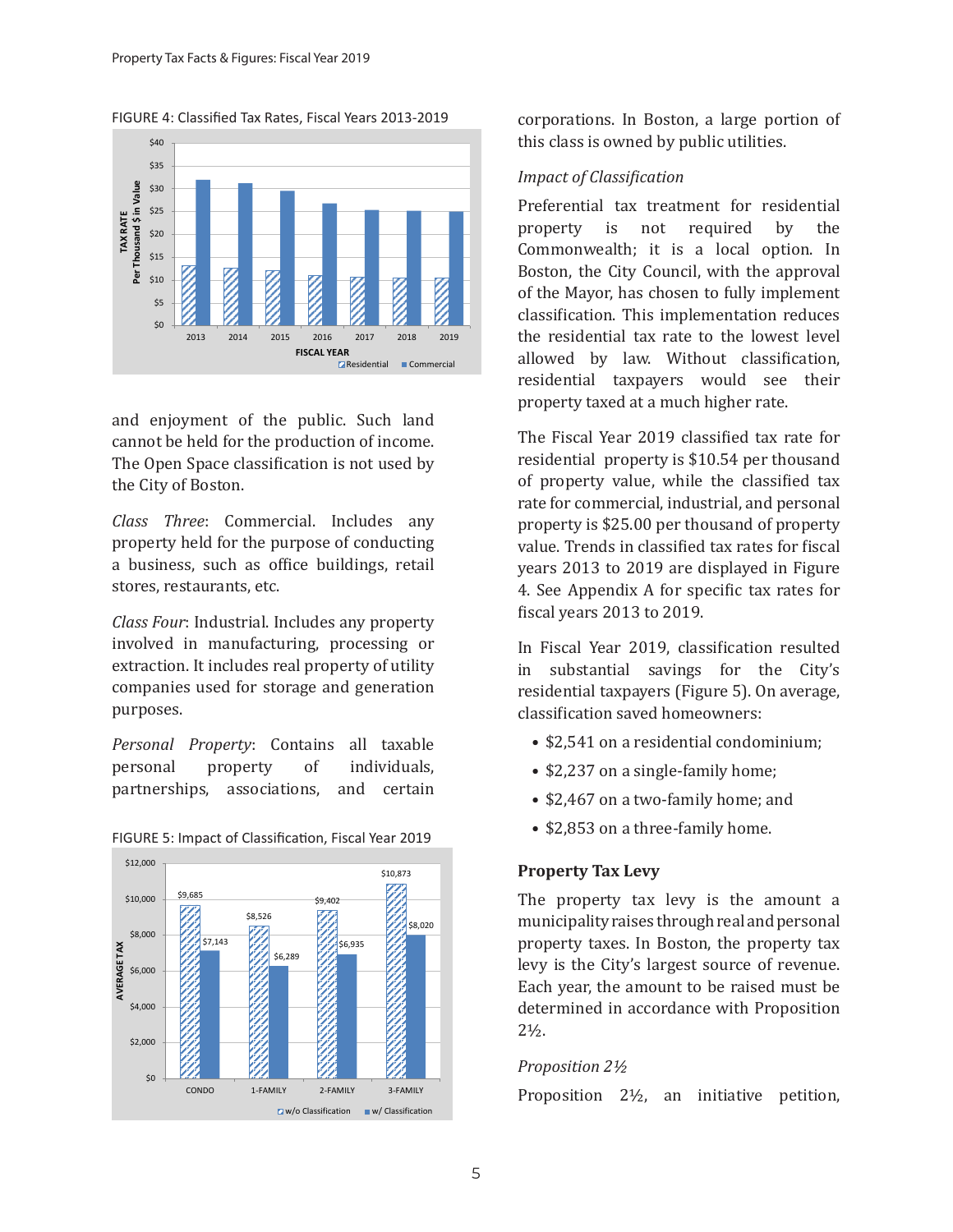FIGURE 4: Classified Tax Rates, Fiscal Years 2013-2019

FIGURE 5: Impact of Classification, Fiscal Year 2019

| | CONDO | 1-FAMILY | 2-FAMILY | 3-FAMILY |
|---|---|---|---|---|
| w/o Classification | $9,685 | $8,526 | $9,402 | $10,873 |
| w/ Classification | $7,143 | $6,289 | $6,935 | $8,020 |

and enjoyment of the public. Such land cannot be held for the production of income. The Open Space classification is not used by the City of Boston.

*Class Three*: Commercial. Includes any property held for the purpose of conducting a business, such as office buildings, retail stores, restaurants, etc.

*Class Four*: Industrial. Includes any property involved in manufacturing, processing or extraction. It includes real property of utility companies used for storage and generation purposes.

*Personal Property*: Contains all taxable personal property of individuals, partnerships, associations, and certain corporations. In Boston, a large portion of this class is owned by public utilities.

*Impact of Classification*

Preferential tax treatment for residential property is not required by the Commonwealth; it is a local option. In Boston, the City Council, with the approval of the Mayor, has chosen to fully implement classification. This implementation reduces the residential tax rate to the lowest level allowed by law. Without classification, residential taxpayers would see their property taxed at a much higher rate.

The Fiscal Year 2019 classified tax rate for residential property is $10.54 per thousand of property value, while the classified tax rate for commercial, industrial, and personal property is $25.00 per thousand of property value. Trends in classified tax rates for fiscal years 2013 to 2019 are displayed in Figure 4. See Appendix A for specific tax rates for fiscal years 2013 to 2019.

In Fiscal Year 2019, classification resulted in substantial savings for the City's residential taxpayers (Figure 5). On average, classification saved homeowners:

- $2,541 on a residential condominium;
- $2,237 on a single-family home;
- $2,467 on a two-family home; and
- $2,853 on a three-family home.

### Property Tax Levy

The property tax levy is the amount a municipality raises through real and personal property taxes. In Boston, the property tax levy is the City's largest source of revenue. Each year, the amount to be raised must be determined in accordance with Proposition 2½.

*Proposition 2½*

Proposition 2½, an initiative petition,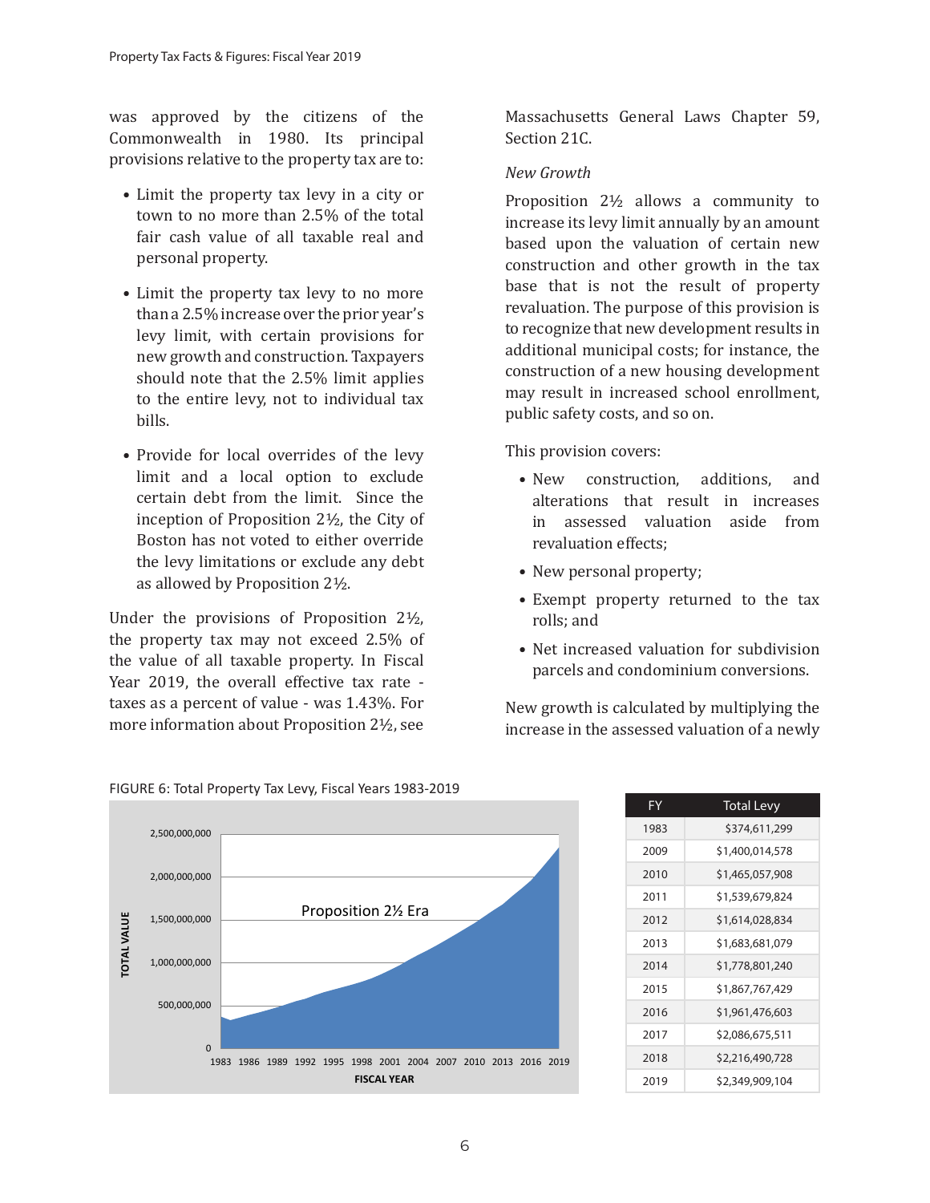was approved by the citizens of the Commonwealth in 1980. Its principal provisions relative to the property tax are to:

- Limit the property tax levy in a city or town to no more than 2.5% of the total fair cash value of all taxable real and personal property.
- Limit the property tax levy to no more than a 2.5% increase over the prior year's levy limit, with certain provisions for new growth and construction. Taxpayers should note that the 2.5% limit applies to the entire levy, not to individual tax bills.
- Provide for local overrides of the levy limit and a local option to exclude certain debt from the limit. Since the inception of Proposition 2½, the City of Boston has not voted to either override the levy limitations or exclude any debt as allowed by Proposition 2½.

Under the provisions of Proposition 2½, the property tax may not exceed 2.5% of the value of all taxable property. In Fiscal Year 2019, the overall effective tax rate - taxes as a percent of value - was 1.43%. For more information about Proposition 2½, see Massachusetts General Laws Chapter 59, Section 21C.

*New Growth*

Proposition 2½ allows a community to increase its levy limit annually by an amount based upon the valuation of certain new construction and other growth in the tax base that is not the result of property revaluation. The purpose of this provision is to recognize that new development results in additional municipal costs; for instance, the construction of a new housing development may result in increased school enrollment, public safety costs, and so on.

This provision covers:

- New construction, additions, and alterations that result in increases in assessed valuation aside from revaluation effects;
- New personal property;
- Exempt property returned to the tax rolls; and
- Net increased valuation for subdivision parcels and condominium conversions.

New growth is calculated by multiplying the increase in the assessed valuation of a newly

FIGURE 6: Total Property Tax Levy, Fiscal Years 1983-2019

| FY | Total Levy |
|---|---|
| 1983 | $374,611,299 |
| 2009 | $1,400,014,578 |
| 2010 | $1,465,057,908 |
| 2011 | $1,539,679,824 |
| 2012 | $1,614,028,834 |
| 2013 | $1,683,681,079 |
| 2014 | $1,778,801,240 |
| 2015 | $1,867,767,429 |
| 2016 | $1,961,476,603 |
| 2017 | $2,086,675,511 |
| 2018 | $2,216,490,728 |
| 2019 | $2,349,909,104 |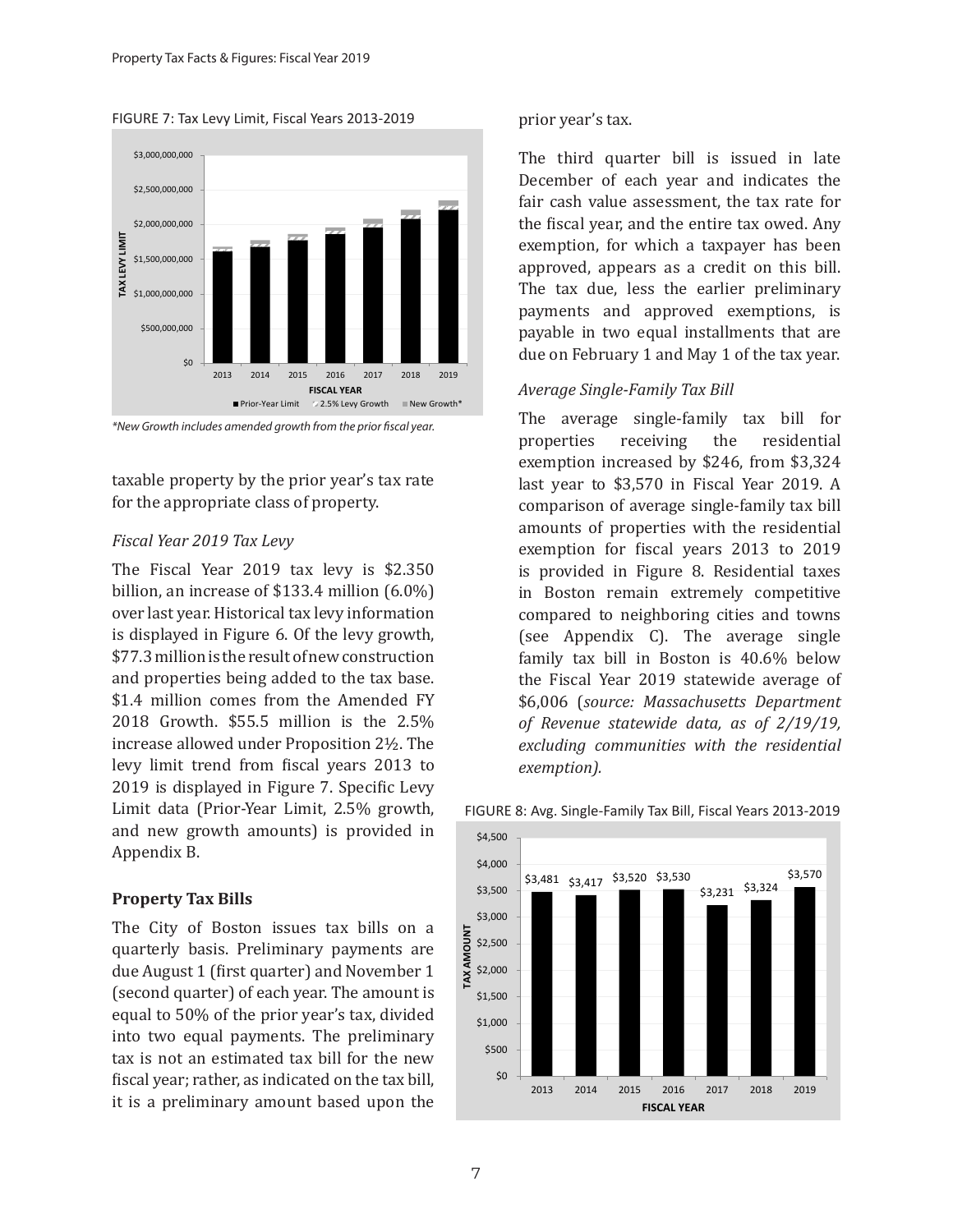FIGURE 7: Tax Levy Limit, Fiscal Years 2013-2019

*New Growth includes amended growth from the prior fiscal year.

taxable property by the prior year's tax rate for the appropriate class of property.

*Fiscal Year 2019 Tax Levy*

The Fiscal Year 2019 tax levy is $2.350 billion, an increase of $133.4 million (6.0%) over last year. Historical tax levy information is displayed in Figure 6. Of the levy growth, $77.3 million is the result of new construction and properties being added to the tax base. $1.4 million comes from the Amended FY 2018 Growth. $55.5 million is the 2.5% increase allowed under Proposition 2½. The levy limit trend from fiscal years 2013 to 2019 is displayed in Figure 7. Specific Levy Limit data (Prior-Year Limit, 2.5% growth, and new growth amounts) is provided in Appendix B.

**Property Tax Bills**

The City of Boston issues tax bills on a quarterly basis. Preliminary payments are due August 1 (first quarter) and November 1 (second quarter) of each year. The amount is equal to 50% of the prior year's tax, divided into two equal payments. The preliminary tax is not an estimated tax bill for the new fiscal year; rather, as indicated on the tax bill, it is a preliminary amount based upon the prior year's tax.

The third quarter bill is issued in late December of each year and indicates the fair cash value assessment, the tax rate for the fiscal year, and the entire tax owed. Any exemption, for which a taxpayer has been approved, appears as a credit on this bill. The tax due, less the earlier preliminary payments and approved exemptions, is payable in two equal installments that are due on February 1 and May 1 of the tax year.

*Average Single-Family Tax Bill*

The average single-family tax bill for properties receiving the residential exemption increased by $246, from $3,324 last year to $3,570 in Fiscal Year 2019. A comparison of average single-family tax bill amounts of properties with the residential exemption for fiscal years 2013 to 2019 is provided in Figure 8. Residential taxes in Boston remain extremely competitive compared to neighboring cities and towns (see Appendix C). The average single family tax bill in Boston is 40.6% below the Fiscal Year 2019 statewide average of $6,006 (*source: Massachusetts Department of Revenue statewide data, as of 2/19/19, excluding communities with the residential exemption).*

FIGURE 8: Avg. Single-Family Tax Bill, Fiscal Years 2013-2019

| Fiscal Year | Tax Amount |
|---|---|
| 2013 | $3,481 |
| 2014 | $3,417 |
| 2015 | $3,520 |
| 2016 | $3,530 |
| 2017 | $3,231 |
| 2018 | $3,324 |
| 2019 | $3,570 |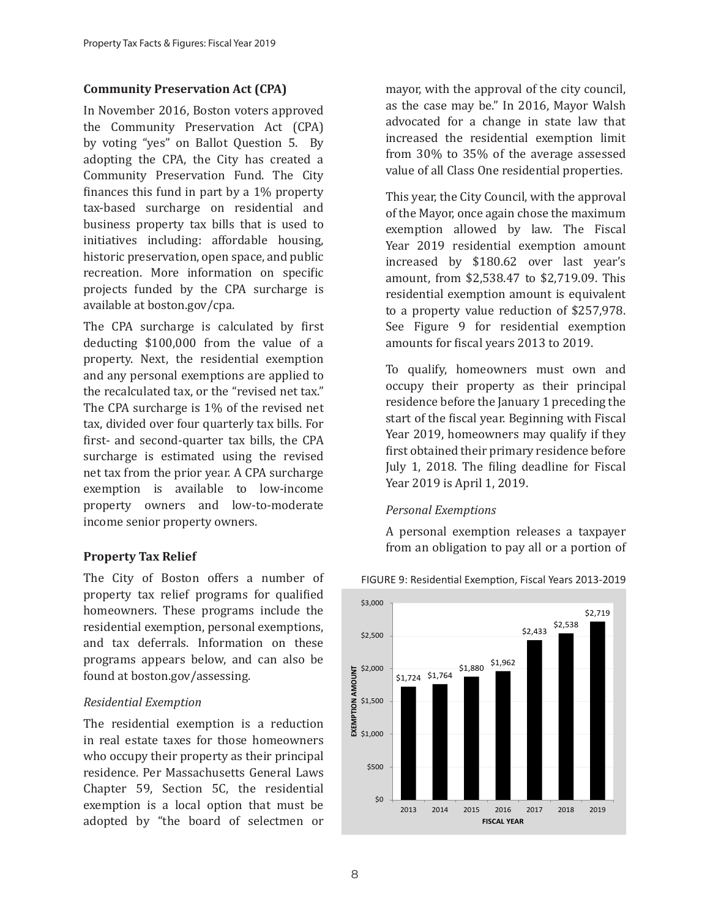## Community Preservation Act (CPA)

In November 2016, Boston voters approved the Community Preservation Act (CPA) by voting "yes" on Ballot Question 5. By adopting the CPA, the City has created a Community Preservation Fund. The City finances this fund in part by a 1% property tax-based surcharge on residential and business property tax bills that is used to initiatives including: affordable housing, historic preservation, open space, and public recreation. More information on specific projects funded by the CPA surcharge is available at boston.gov/cpa.

The CPA surcharge is calculated by first deducting $100,000 from the value of a property. Next, the residential exemption and any personal exemptions are applied to the recalculated tax, or the "revised net tax." The CPA surcharge is 1% of the revised net tax, divided over four quarterly tax bills. For first- and second-quarter tax bills, the CPA surcharge is estimated using the revised net tax from the prior year. A CPA surcharge exemption is available to low-income property owners and low-to-moderate income senior property owners.

## Property Tax Relief

The City of Boston offers a number of property tax relief programs for qualified homeowners. These programs include the residential exemption, personal exemptions, and tax deferrals. Information on these programs appears below, and can also be found at boston.gov/assessing.

### *Residential Exemption*

The residential exemption is a reduction in real estate taxes for those homeowners who occupy their property as their principal residence. Per Massachusetts General Laws Chapter 59, Section 5C, the residential exemption is a local option that must be adopted by "the board of selectmen or mayor, with the approval of the city council, as the case may be." In 2016, Mayor Walsh advocated for a change in state law that increased the residential exemption limit from 30% to 35% of the average assessed value of all Class One residential properties.

This year, the City Council, with the approval of the Mayor, once again chose the maximum exemption allowed by law. The Fiscal Year 2019 residential exemption amount increased by $180.62 over last year's amount, from $2,538.47 to $2,719.09. This residential exemption amount is equivalent to a property value reduction of $257,978. See Figure 9 for residential exemption amounts for fiscal years 2013 to 2019.

To qualify, homeowners must own and occupy their property as their principal residence before the January 1 preceding the start of the fiscal year. Beginning with Fiscal Year 2019, homeowners may qualify if they first obtained their primary residence before July 1, 2018. The filing deadline for Fiscal Year 2019 is April 1, 2019.

### *Personal Exemptions*

A personal exemption releases a taxpayer from an obligation to pay all or a portion of

FIGURE 9: Residential Exemption, Fiscal Years 2013-2019

| Fiscal Year | Exemption Amount |
|---|---|
| 2013 | $1,724 |
| 2014 | $1,764 |
| 2015 | $1,880 |
| 2016 | $1,962 |
| 2017 | $2,433 |
| 2018 | $2,538 |
| 2019 | $2,719 |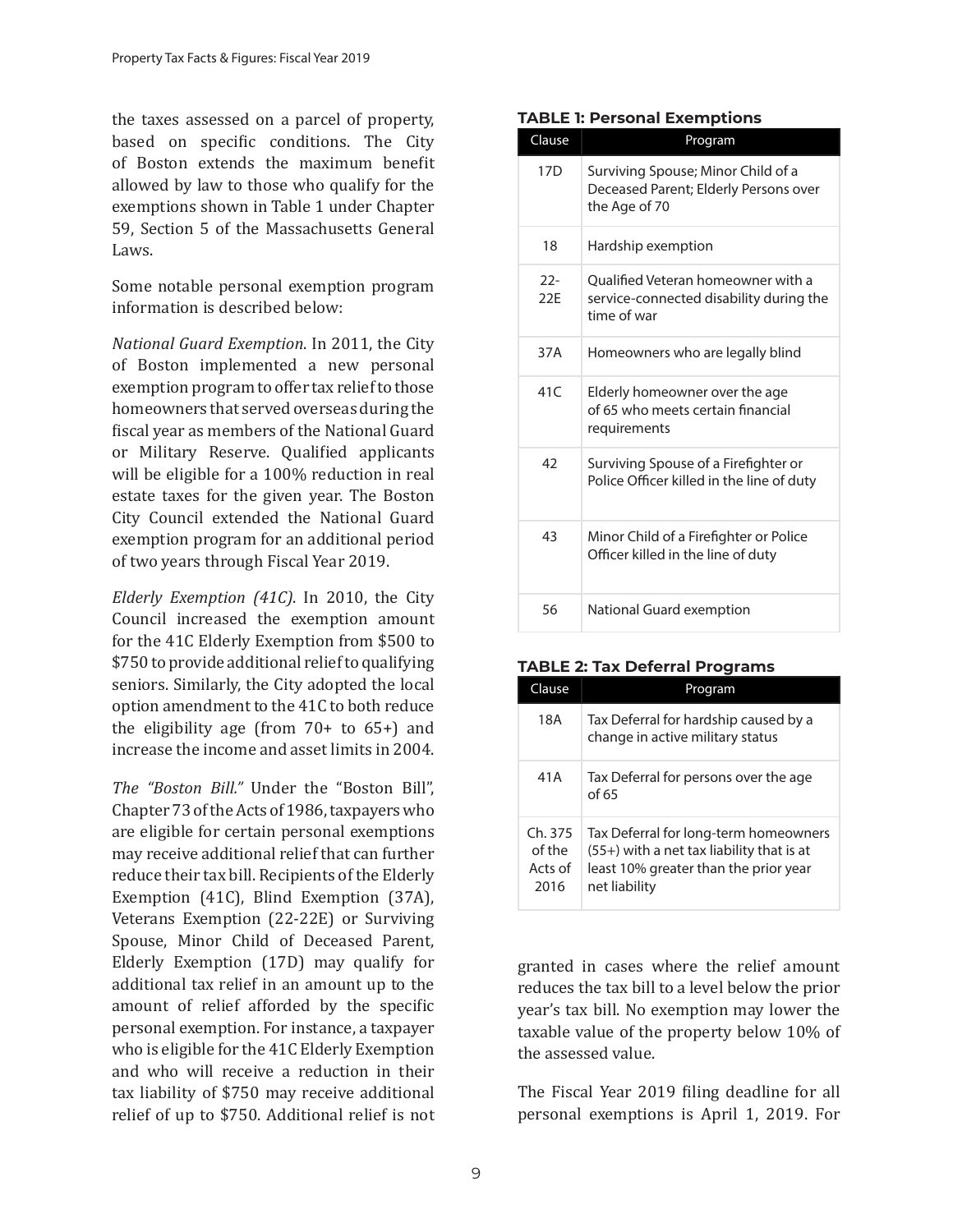the taxes assessed on a parcel of property, based on specific conditions. The City of Boston extends the maximum benefit allowed by law to those who qualify for the exemptions shown in Table 1 under Chapter 59, Section 5 of the Massachusetts General Laws.

Some notable personal exemption program information is described below:

*National Guard Exemption*. In 2011, the City of Boston implemented a new personal exemption program to offer tax relief to those homeowners that served overseas during the fiscal year as members of the National Guard or Military Reserve. Qualified applicants will be eligible for a 100% reduction in real estate taxes for the given year. The Boston City Council extended the National Guard exemption program for an additional period of two years through Fiscal Year 2019.

*Elderly Exemption (41C)*. In 2010, the City Council increased the exemption amount for the 41C Elderly Exemption from $500 to $750 to provide additional relief to qualifying seniors. Similarly, the City adopted the local option amendment to the 41C to both reduce the eligibility age (from 70+ to 65+) and increase the income and asset limits in 2004.

*The "Boston Bill."* Under the "Boston Bill", Chapter 73 of the Acts of 1986, taxpayers who are eligible for certain personal exemptions may receive additional relief that can further reduce their tax bill. Recipients of the Elderly Exemption (41C), Blind Exemption (37A), Veterans Exemption (22-22E) or Surviving Spouse, Minor Child of Deceased Parent, Elderly Exemption (17D) may qualify for additional tax relief in an amount up to the amount of relief afforded by the specific personal exemption. For instance, a taxpayer who is eligible for the 41C Elderly Exemption and who will receive a reduction in their tax liability of $750 may receive additional relief of up to $750. Additional relief is not granted in cases where the relief amount reduces the tax bill to a level below the prior year's tax bill. No exemption may lower the taxable value of the property below 10% of the assessed value.

The Fiscal Year 2019 filing deadline for all personal exemptions is April 1, 2019. For

**TABLE 1: Personal Exemptions**

| Clause | Program |
|---|---|
| 17D | Surviving Spouse; Minor Child of a Deceased Parent; Elderly Persons over the Age of 70 |
| 18 | Hardship exemption |
| 22-22E | Qualified Veteran homeowner with a service-connected disability during the time of war |
| 37A | Homeowners who are legally blind |
| 41C | Elderly homeowner over the age of 65 who meets certain financial requirements |
| 42 | Surviving Spouse of a Firefighter or Police Officer killed in the line of duty |
| 43 | Minor Child of a Firefighter or Police Officer killed in the line of duty |
| 56 | National Guard exemption |

**TABLE 2: Tax Deferral Programs**

| Clause | Program |
|---|---|
| 18A | Tax Deferral for hardship caused by a change in active military status |
| 41A | Tax Deferral for persons over the age of 65 |
| Ch. 375 of the Acts of 2016 | Tax Deferral for long-term homeowners (55+) with a net tax liability that is at least 10% greater than the prior year net liability |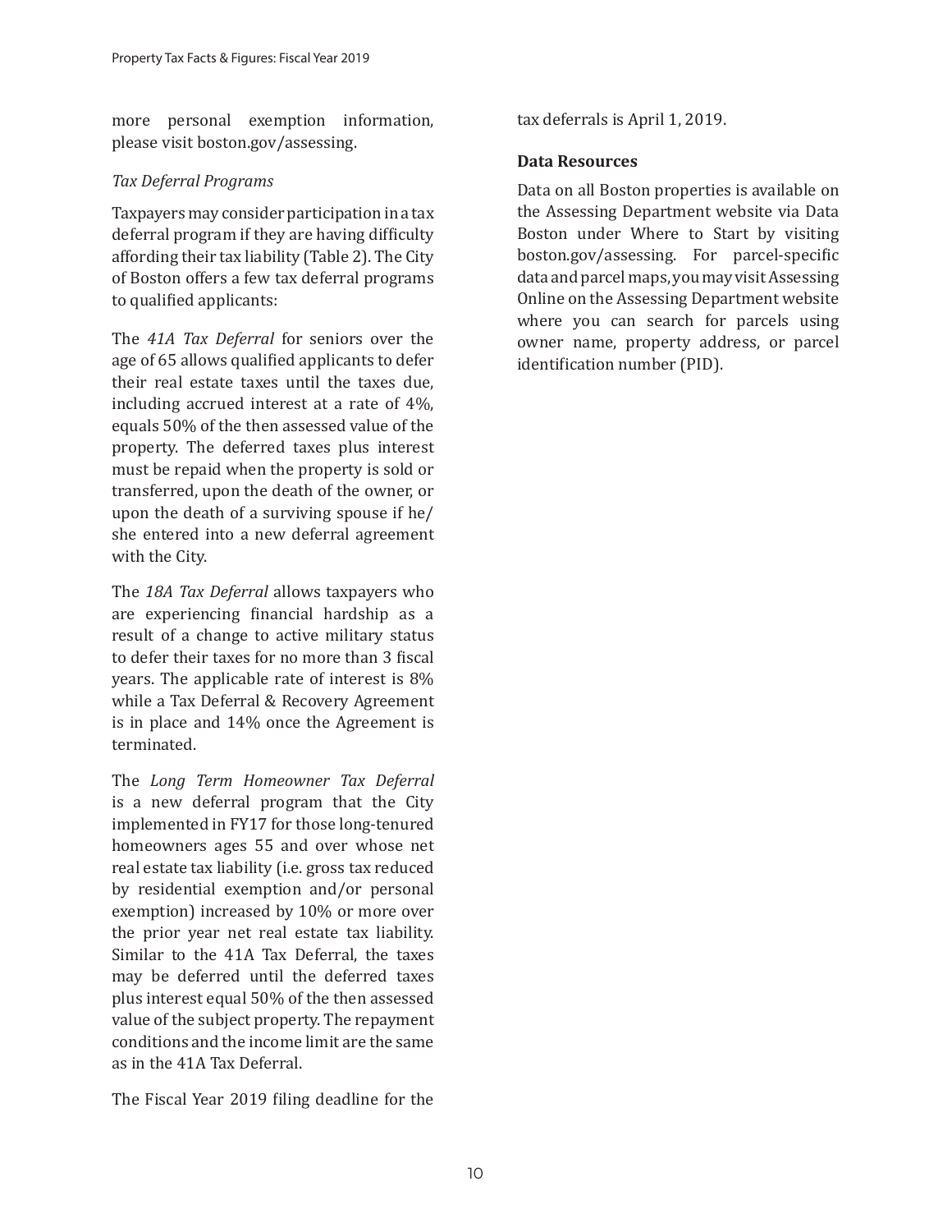more personal exemption information, please visit boston.gov/assessing.

*Tax Deferral Programs*

Taxpayers may consider participation in a tax deferral program if they are having difficulty affording their tax liability (Table 2). The City of Boston offers a few tax deferral programs to qualified applicants:

The *41A Tax Deferral* for seniors over the age of 65 allows qualified applicants to defer their real estate taxes until the taxes due, including accrued interest at a rate of 4%, equals 50% of the then assessed value of the property. The deferred taxes plus interest must be repaid when the property is sold or transferred, upon the death of the owner, or upon the death of a surviving spouse if he/she entered into a new deferral agreement with the City.

The *18A Tax Deferral* allows taxpayers who are experiencing financial hardship as a result of a change to active military status to defer their taxes for no more than 3 fiscal years. The applicable rate of interest is 8% while a Tax Deferral & Recovery Agreement is in place and 14% once the Agreement is terminated.

The *Long Term Homeowner Tax Deferral* is a new deferral program that the City implemented in FY17 for those long-tenured homeowners ages 55 and over whose net real estate tax liability (i.e. gross tax reduced by residential exemption and/or personal exemption) increased by 10% or more over the prior year net real estate tax liability. Similar to the 41A Tax Deferral, the taxes may be deferred until the deferred taxes plus interest equal 50% of the then assessed value of the subject property. The repayment conditions and the income limit are the same as in the 41A Tax Deferral.

The Fiscal Year 2019 filing deadline for the tax deferrals is April 1, 2019.

**Data Resources**

Data on all Boston properties is available on the Assessing Department website via Data Boston under Where to Start by visiting boston.gov/assessing. For parcel-specific data and parcel maps, you may visit Assessing Online on the Assessing Department website where you can search for parcels using owner name, property address, or parcel identification number (PID).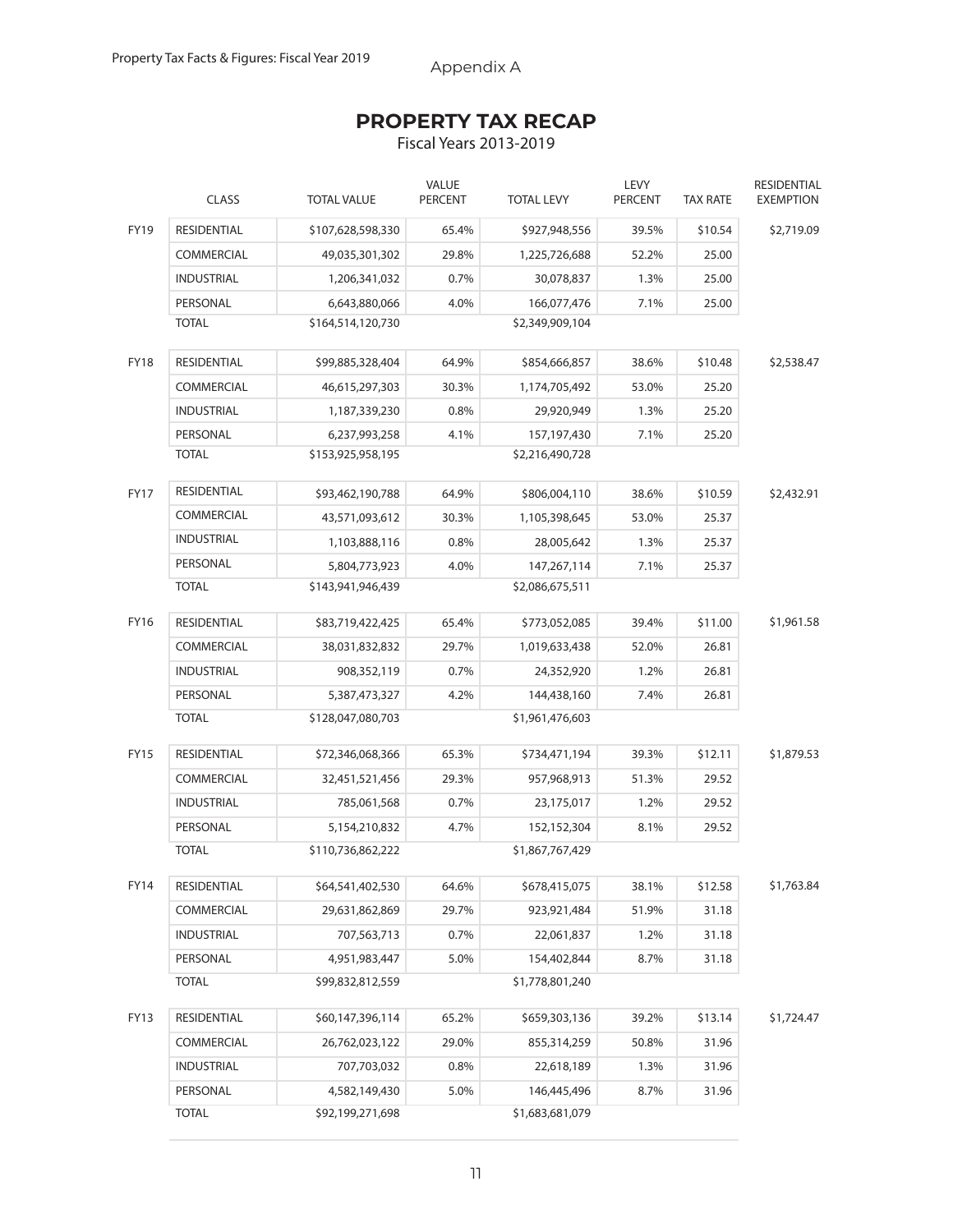Appendix A

## PROPERTY TAX RECAP

Fiscal Years 2013-2019

| | CLASS | TOTAL VALUE | VALUE PERCENT | TOTAL LEVY | LEVY PERCENT | TAX RATE | RESIDENTIAL EXEMPTION |
|---|---|---|---|---|---|---|---|
| FY19 | RESIDENTIAL | $107,628,598,330 | 65.4% | $927,948,556 | 39.5% | $10.54 | $2,719.09 |
| | COMMERCIAL | 49,035,301,302 | 29.8% | 1,225,726,688 | 52.2% | 25.00 | |
| | INDUSTRIAL | 1,206,341,032 | 0.7% | 30,078,837 | 1.3% | 25.00 | |
| | PERSONAL | 6,643,880,066 | 4.0% | 166,077,476 | 7.1% | 25.00 | |
| | TOTAL | $164,514,120,730 | | $2,349,909,104 | | | |
| FY18 | RESIDENTIAL | $99,885,328,404 | 64.9% | $854,666,857 | 38.6% | $10.48 | $2,538.47 |
| | COMMERCIAL | 46,615,297,303 | 30.3% | 1,174,705,492 | 53.0% | 25.20 | |
| | INDUSTRIAL | 1,187,339,230 | 0.8% | 29,920,949 | 1.3% | 25.20 | |
| | PERSONAL | 6,237,993,258 | 4.1% | 157,197,430 | 7.1% | 25.20 | |
| | TOTAL | $153,925,958,195 | | $2,216,490,728 | | | |
| FY17 | RESIDENTIAL | $93,462,190,788 | 64.9% | $806,004,110 | 38.6% | $10.59 | $2,432.91 |
| | COMMERCIAL | 43,571,093,612 | 30.3% | 1,105,398,645 | 53.0% | 25.37 | |
| | INDUSTRIAL | 1,103,888,116 | 0.8% | 28,005,642 | 1.3% | 25.37 | |
| | PERSONAL | 5,804,773,923 | 4.0% | 147,267,114 | 7.1% | 25.37 | |
| | TOTAL | $143,941,946,439 | | $2,086,675,511 | | | |
| FY16 | RESIDENTIAL | $83,719,422,425 | 65.4% | $773,052,085 | 39.4% | $11.00 | $1,961.58 |
| | COMMERCIAL | 38,031,832,832 | 29.7% | 1,019,633,438 | 52.0% | 26.81 | |
| | INDUSTRIAL | 908,352,119 | 0.7% | 24,352,920 | 1.2% | 26.81 | |
| | PERSONAL | 5,387,473,327 | 4.2% | 144,438,160 | 7.4% | 26.81 | |
| | TOTAL | $128,047,080,703 | | $1,961,476,603 | | | |
| FY15 | RESIDENTIAL | $72,346,068,366 | 65.3% | $734,471,194 | 39.3% | $12.11 | $1,879.53 |
| | COMMERCIAL | 32,451,521,456 | 29.3% | 957,968,913 | 51.3% | 29.52 | |
| | INDUSTRIAL | 785,061,568 | 0.7% | 23,175,017 | 1.2% | 29.52 | |
| | PERSONAL | 5,154,210,832 | 4.7% | 152,152,304 | 8.1% | 29.52 | |
| | TOTAL | $110,736,862,222 | | $1,867,767,429 | | | |
| FY14 | RESIDENTIAL | $64,541,402,530 | 64.6% | $678,415,075 | 38.1% | $12.58 | $1,763.84 |
| | COMMERCIAL | 29,631,862,869 | 29.7% | 923,921,484 | 51.9% | 31.18 | |
| | INDUSTRIAL | 707,563,713 | 0.7% | 22,061,837 | 1.2% | 31.18 | |
| | PERSONAL | 4,951,983,447 | 5.0% | 154,402,844 | 8.7% | 31.18 | |
| | TOTAL | $99,832,812,559 | | $1,778,801,240 | | | |
| FY13 | RESIDENTIAL | $60,147,396,114 | 65.2% | $659,303,136 | 39.2% | $13.14 | $1,724.47 |
| | COMMERCIAL | 26,762,023,122 | 29.0% | 855,314,259 | 50.8% | 31.96 | |
| | INDUSTRIAL | 707,703,032 | 0.8% | 22,618,189 | 1.3% | 31.96 | |
| | PERSONAL | 4,582,149,430 | 5.0% | 146,445,496 | 8.7% | 31.96 | |
| | TOTAL | $92,199,271,698 | | $1,683,681,079 | | | |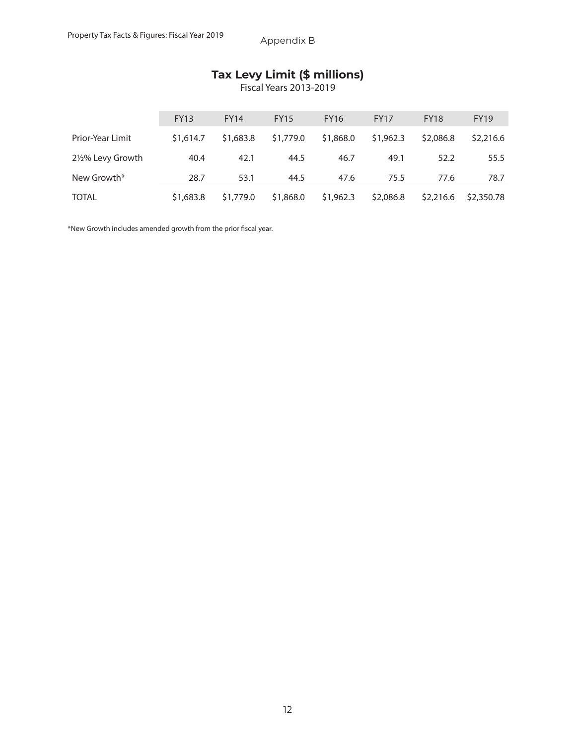Appendix B

## Tax Levy Limit ($ millions)

Fiscal Years 2013-2019

| | FY13 | FY14 | FY15 | FY16 | FY17 | FY18 | FY19 |
|---|---|---|---|---|---|---|---|
| Prior-Year Limit | $1,614.7 | $1,683.8 | $1,779.0 | $1,868.0 | $1,962.3 | $2,086.8 | $2,216.6 |
| 2½% Levy Growth | 40.4 | 42.1 | 44.5 | 46.7 | 49.1 | 52.2 | 55.5 |
| New Growth* | 28.7 | 53.1 | 44.5 | 47.6 | 75.5 | 77.6 | 78.7 |
| TOTAL | $1,683.8 | $1,779.0 | $1,868.0 | $1,962.3 | $2,086.8 | $2,216.6 | $2,350.78 |

*New Growth includes amended growth from the prior fiscal year.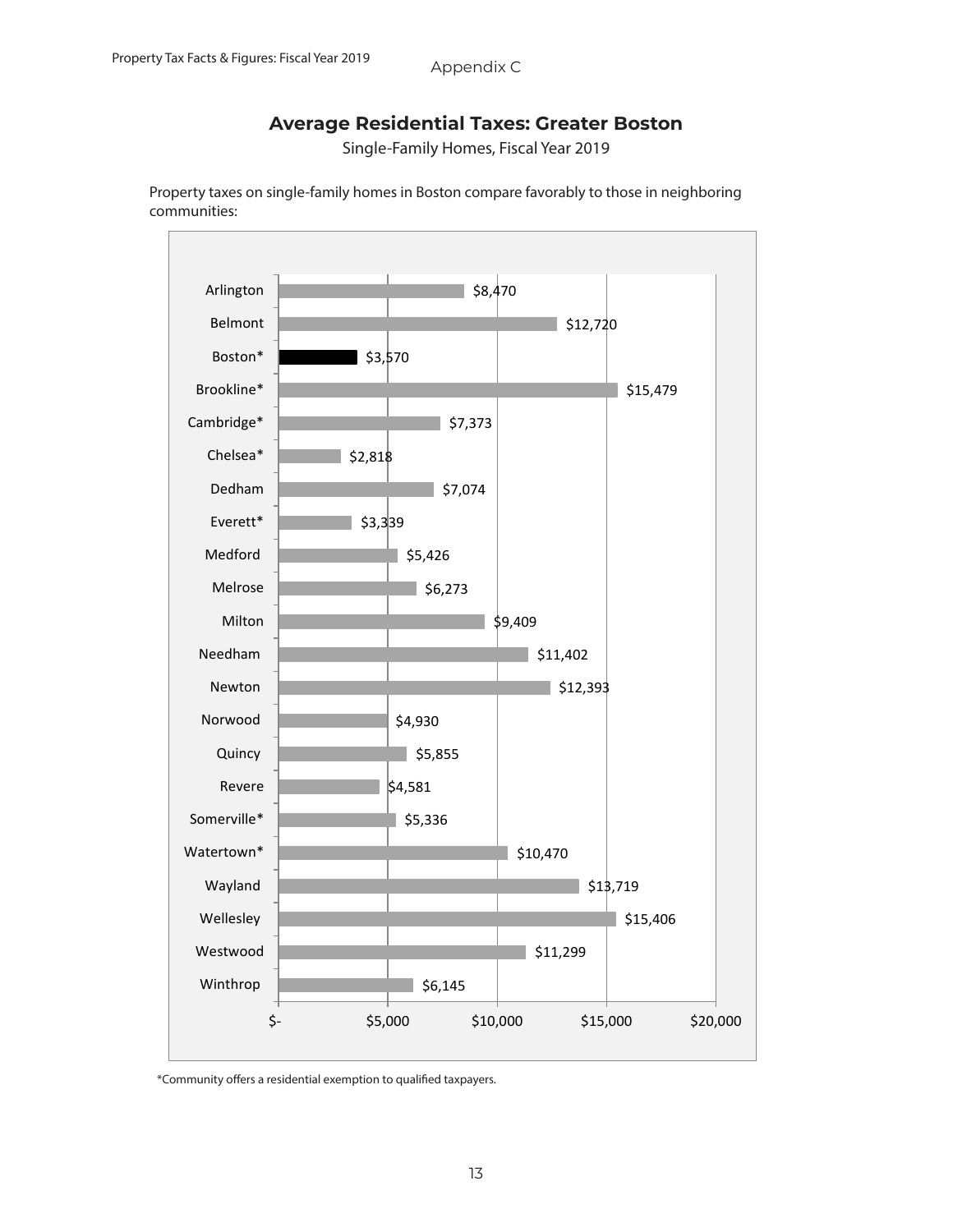Appendix C

## Average Residential Taxes: Greater Boston

Single-Family Homes, Fiscal Year 2019

Property taxes on single-family homes in Boston compare favorably to those in neighboring communities:

Arlington $8,470
Belmont $12,720
Boston* $3,570
Brookline* $15,479
Cambridge* $7,373
Chelsea* $2,818
Dedham $7,074
Everett* $3,339
Medford $5,426
Melrose $6,273
Milton $9,409
Needham $11,402
Newton $12,393
Norwood $4,930
Quincy $5,855
Revere $4,581
Somerville* $5,336
Watertown* $10,470
Wayland $13,719
Wellesley $15,406
Westwood $11,299
Winthrop $6,145

$- $5,000 $10,000 $15,000 $20,000

*Community offers a residential exemption to qualified taxpayers.